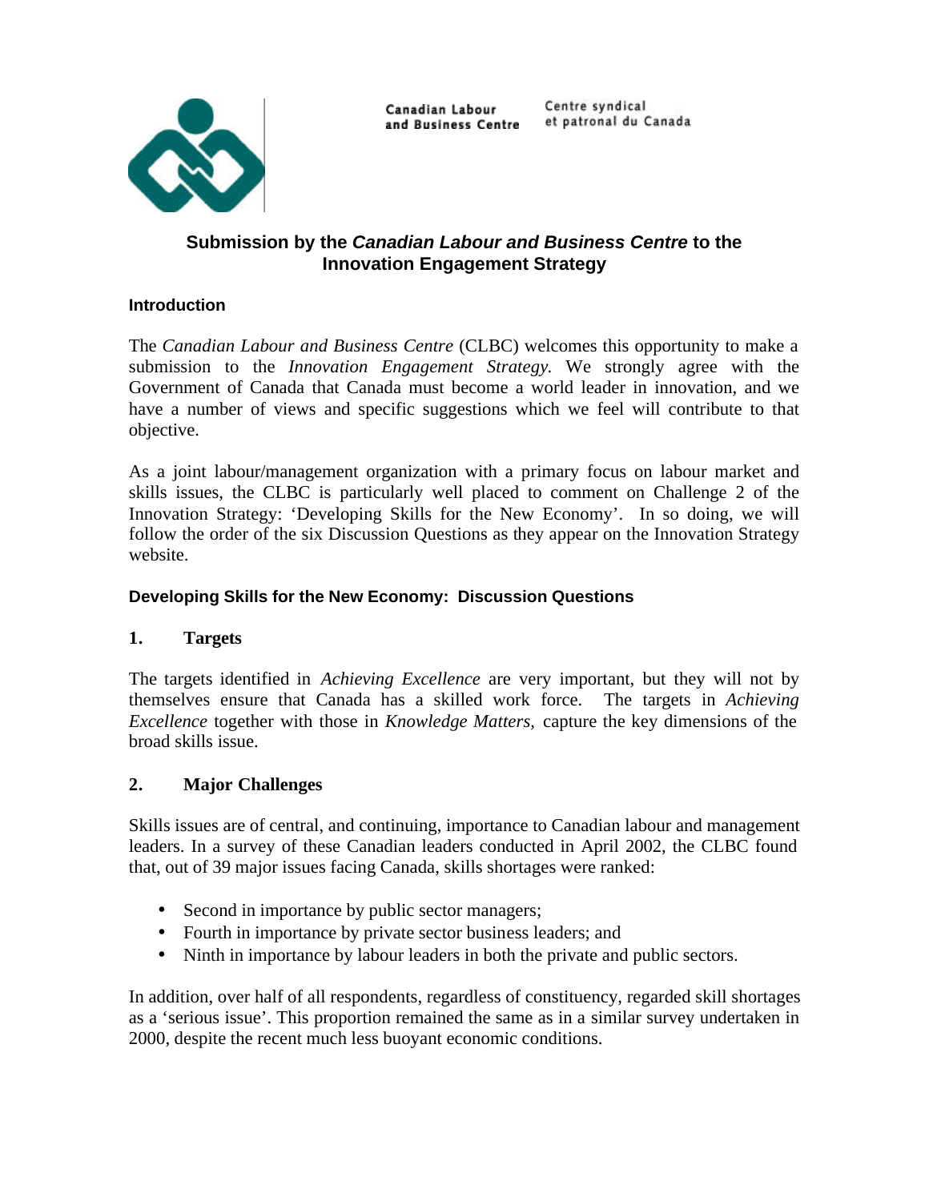Canadian Labour and Business Centre

Centre syndical et patronal du Canada

# Submission by the *Canadian Labour and Business Centre* to the Innovation Engagement Strategy

## Introduction

The *Canadian Labour and Business Centre* (CLBC) welcomes this opportunity to make a submission to the *Innovation Engagement Strategy.* We strongly agree with the Government of Canada that Canada must become a world leader in innovation, and we have a number of views and specific suggestions which we feel will contribute to that objective.

As a joint labour/management organization with a primary focus on labour market and skills issues, the CLBC is particularly well placed to comment on Challenge 2 of the Innovation Strategy: 'Developing Skills for the New Economy'. In so doing, we will follow the order of the six Discussion Questions as they appear on the Innovation Strategy website.

## Developing Skills for the New Economy: Discussion Questions

### 1. Targets

The targets identified in *Achieving Excellence* are very important, but they will not by themselves ensure that Canada has a skilled work force. The targets in *Achieving Excellence* together with those in *Knowledge Matters,* capture the key dimensions of the broad skills issue.

### 2. Major Challenges

Skills issues are of central, and continuing, importance to Canadian labour and management leaders. In a survey of these Canadian leaders conducted in April 2002, the CLBC found that, out of 39 major issues facing Canada, skills shortages were ranked:

- Second in importance by public sector managers;
- Fourth in importance by private sector business leaders; and
- Ninth in importance by labour leaders in both the private and public sectors.

In addition, over half of all respondents, regardless of constituency, regarded skill shortages as a 'serious issue'. This proportion remained the same as in a similar survey undertaken in 2000, despite the recent much less buoyant economic conditions.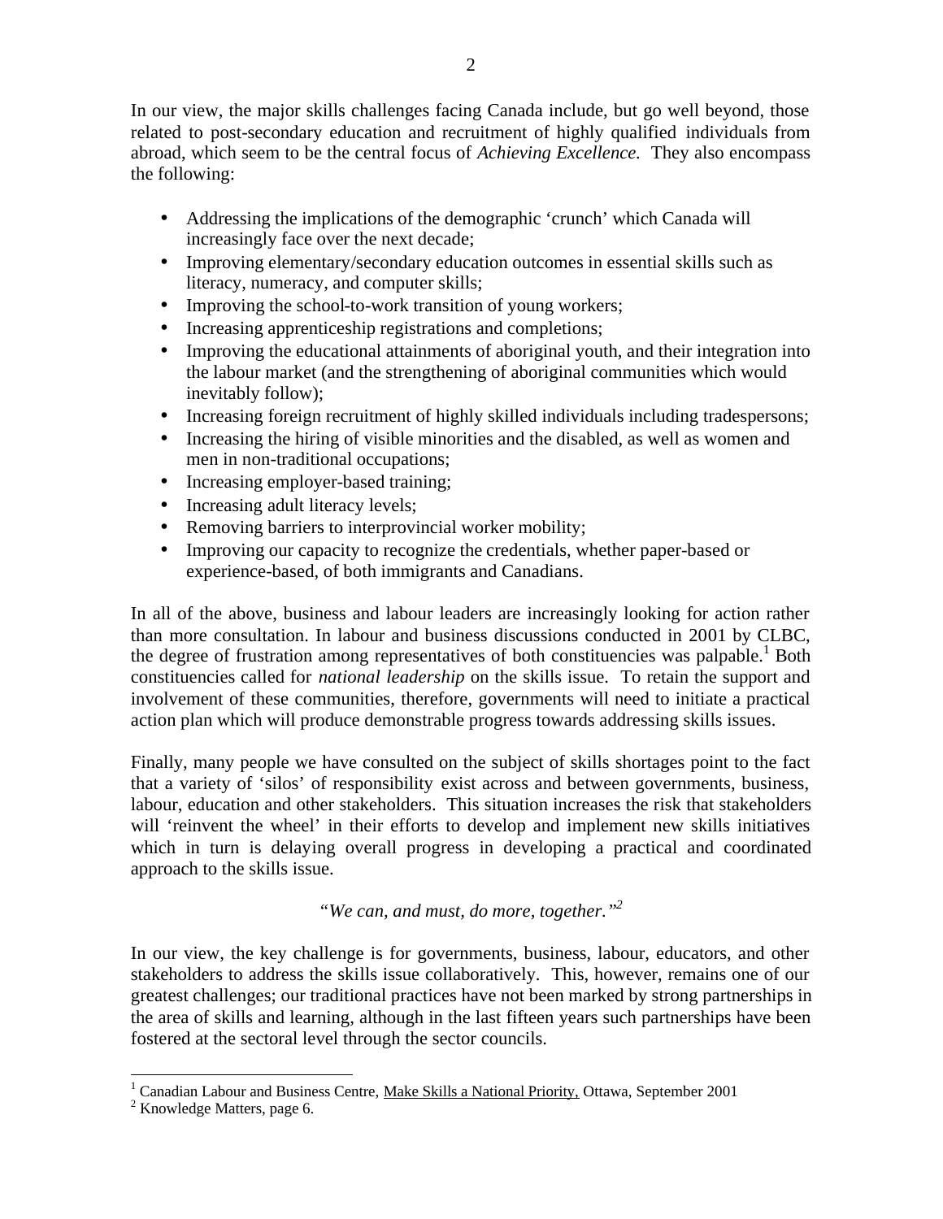In our view, the major skills challenges facing Canada include, but go well beyond, those related to post-secondary education and recruitment of highly qualified individuals from abroad, which seem to be the central focus of *Achieving Excellence.* They also encompass the following:

- Addressing the implications of the demographic 'crunch' which Canada will increasingly face over the next decade;
- Improving elementary/secondary education outcomes in essential skills such as literacy, numeracy, and computer skills;
- Improving the school-to-work transition of young workers;
- Increasing apprenticeship registrations and completions;
- Improving the educational attainments of aboriginal youth, and their integration into the labour market (and the strengthening of aboriginal communities which would inevitably follow);
- Increasing foreign recruitment of highly skilled individuals including tradespersons;
- Increasing the hiring of visible minorities and the disabled, as well as women and men in non-traditional occupations;
- Increasing employer-based training;
- Increasing adult literacy levels;
- Removing barriers to interprovincial worker mobility;
- Improving our capacity to recognize the credentials, whether paper-based or experience-based, of both immigrants and Canadians.

In all of the above, business and labour leaders are increasingly looking for action rather than more consultation. In labour and business discussions conducted in 2001 by CLBC, the degree of frustration among representatives of both constituencies was palpable.[1] Both constituencies called for *national leadership* on the skills issue. To retain the support and involvement of these communities, therefore, governments will need to initiate a practical action plan which will produce demonstrable progress towards addressing skills issues.

Finally, many people we have consulted on the subject of skills shortages point to the fact that a variety of 'silos' of responsibility exist across and between governments, business, labour, education and other stakeholders. This situation increases the risk that stakeholders will 'reinvent the wheel' in their efforts to develop and implement new skills initiatives which in turn is delaying overall progress in developing a practical and coordinated approach to the skills issue.

*"We can, and must, do more, together."*[2]

In our view, the key challenge is for governments, business, labour, educators, and other stakeholders to address the skills issue collaboratively. This, however, remains one of our greatest challenges; our traditional practices have not been marked by strong partnerships in the area of skills and learning, although in the last fifteen years such partnerships have been fostered at the sectoral level through the sector councils.

[1] Canadian Labour and Business Centre, Make Skills a National Priority, Ottawa, September 2001

[2] Knowledge Matters, page 6.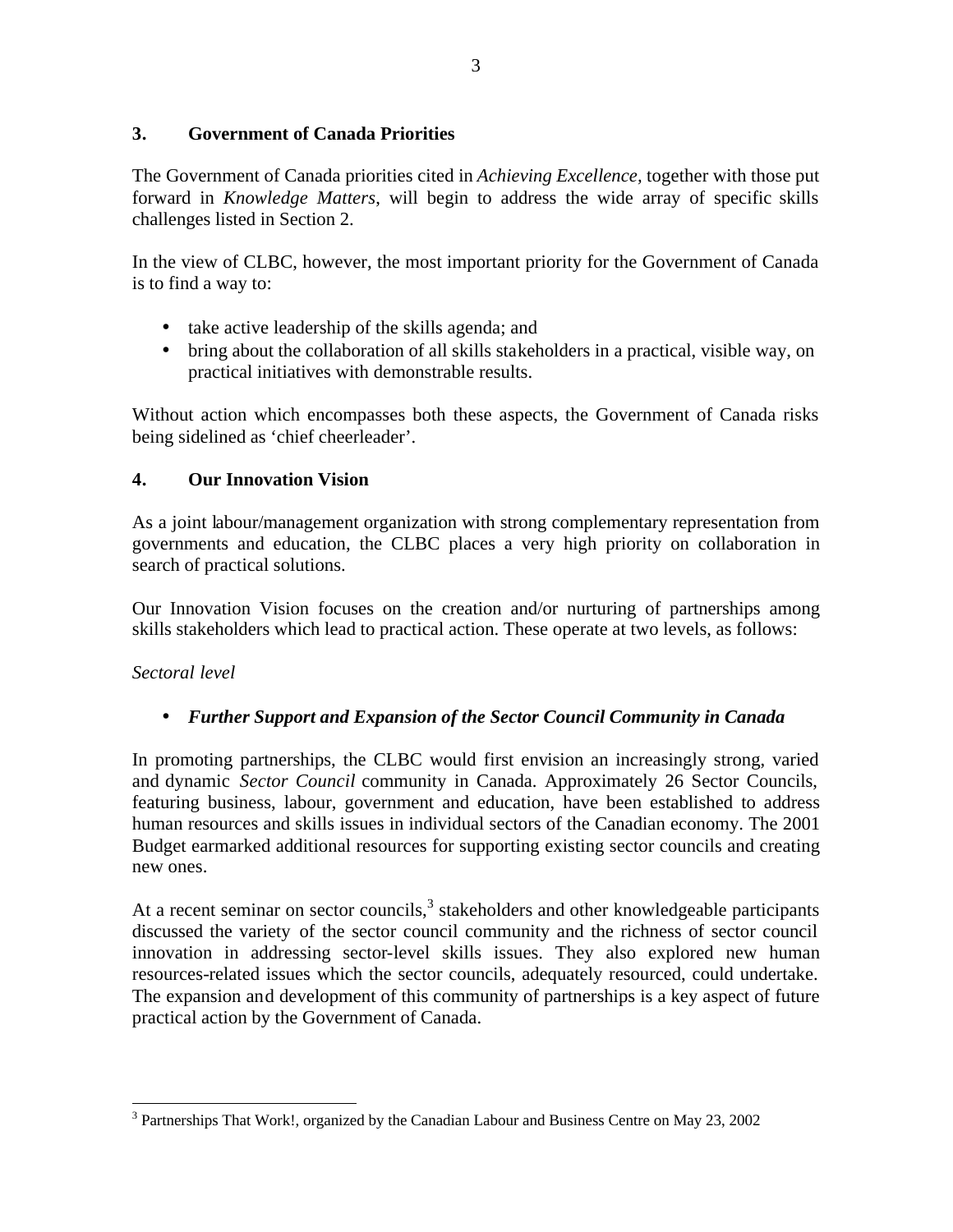## 3. Government of Canada Priorities

The Government of Canada priorities cited in *Achieving Excellence*, together with those put forward in *Knowledge Matters*, will begin to address the wide array of specific skills challenges listed in Section 2.

In the view of CLBC, however, the most important priority for the Government of Canada is to find a way to:

- take active leadership of the skills agenda; and
- bring about the collaboration of all skills stakeholders in a practical, visible way, on practical initiatives with demonstrable results.

Without action which encompasses both these aspects, the Government of Canada risks being sidelined as 'chief cheerleader'.

## 4. Our Innovation Vision

As a joint labour/management organization with strong complementary representation from governments and education, the CLBC places a very high priority on collaboration in search of practical solutions.

Our Innovation Vision focuses on the creation and/or nurturing of partnerships among skills stakeholders which lead to practical action. These operate at two levels, as follows:

*Sectoral level*

- ***Further Support and Expansion of the Sector Council Community in Canada***

In promoting partnerships, the CLBC would first envision an increasingly strong, varied and dynamic *Sector Council* community in Canada. Approximately 26 Sector Councils, featuring business, labour, government and education, have been established to address human resources and skills issues in individual sectors of the Canadian economy. The 2001 Budget earmarked additional resources for supporting existing sector councils and creating new ones.

At a recent seminar on sector councils,[3] stakeholders and other knowledgeable participants discussed the variety of the sector council community and the richness of sector council innovation in addressing sector-level skills issues. They also explored new human resources-related issues which the sector councils, adequately resourced, could undertake. The expansion and development of this community of partnerships is a key aspect of future practical action by the Government of Canada.

---

[3] Partnerships That Work!, organized by the Canadian Labour and Business Centre on May 23, 2002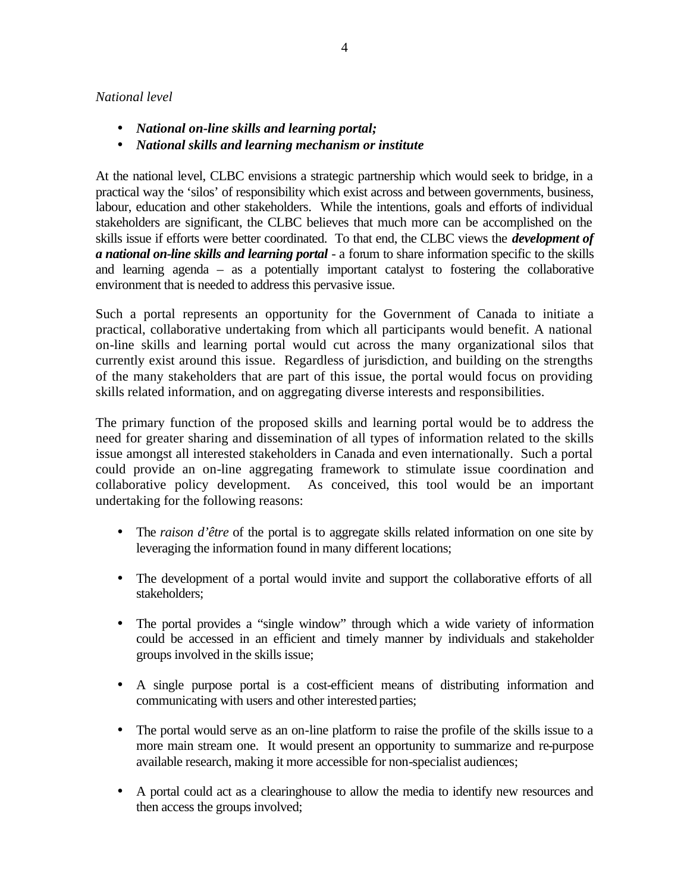*National level*

- ***National on-line skills and learning portal;***
- ***National skills and learning mechanism or institute***

At the national level, CLBC envisions a strategic partnership which would seek to bridge, in a practical way the 'silos' of responsibility which exist across and between governments, business, labour, education and other stakeholders. While the intentions, goals and efforts of individual stakeholders are significant, the CLBC believes that much more can be accomplished on the skills issue if efforts were better coordinated. To that end, the CLBC views the ***development of a national on-line skills and learning portal*** - a forum to share information specific to the skills and learning agenda – as a potentially important catalyst to fostering the collaborative environment that is needed to address this pervasive issue.

Such a portal represents an opportunity for the Government of Canada to initiate a practical, collaborative undertaking from which all participants would benefit. A national on-line skills and learning portal would cut across the many organizational silos that currently exist around this issue. Regardless of jurisdiction, and building on the strengths of the many stakeholders that are part of this issue, the portal would focus on providing skills related information, and on aggregating diverse interests and responsibilities.

The primary function of the proposed skills and learning portal would be to address the need for greater sharing and dissemination of all types of information related to the skills issue amongst all interested stakeholders in Canada and even internationally. Such a portal could provide an on-line aggregating framework to stimulate issue coordination and collaborative policy development. As conceived, this tool would be an important undertaking for the following reasons:

- The *raison d'être* of the portal is to aggregate skills related information on one site by leveraging the information found in many different locations;

- The development of a portal would invite and support the collaborative efforts of all stakeholders;

- The portal provides a "single window" through which a wide variety of information could be accessed in an efficient and timely manner by individuals and stakeholder groups involved in the skills issue;

- A single purpose portal is a cost-efficient means of distributing information and communicating with users and other interested parties;

- The portal would serve as an on-line platform to raise the profile of the skills issue to a more main stream one. It would present an opportunity to summarize and re-purpose available research, making it more accessible for non-specialist audiences;

- A portal could act as a clearinghouse to allow the media to identify new resources and then access the groups involved;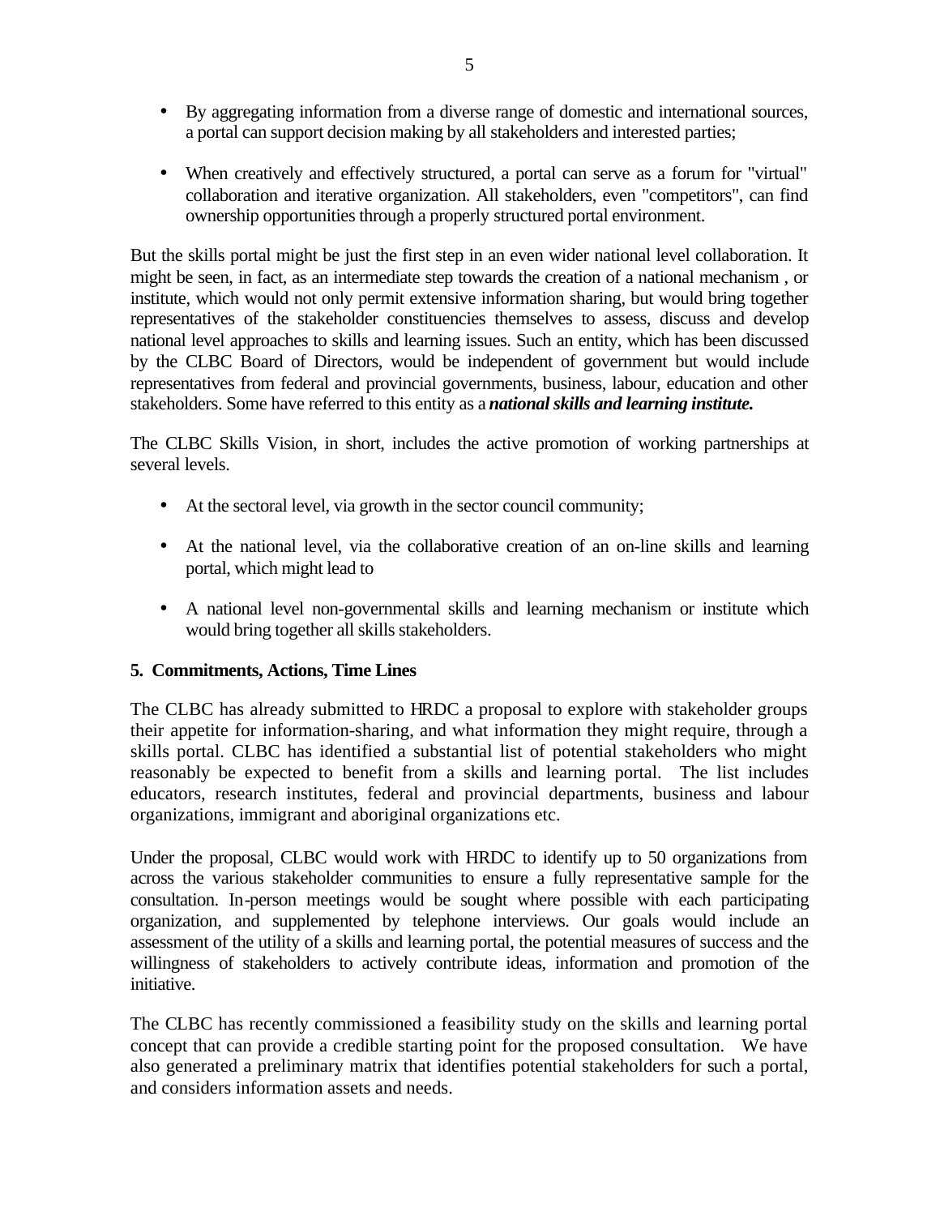- By aggregating information from a diverse range of domestic and international sources, a portal can support decision making by all stakeholders and interested parties;

- When creatively and effectively structured, a portal can serve as a forum for "virtual" collaboration and iterative organization. All stakeholders, even "competitors", can find ownership opportunities through a properly structured portal environment.

But the skills portal might be just the first step in an even wider national level collaboration. It might be seen, in fact, as an intermediate step towards the creation of a national mechanism , or institute, which would not only permit extensive information sharing, but would bring together representatives of the stakeholder constituencies themselves to assess, discuss and develop national level approaches to skills and learning issues. Such an entity, which has been discussed by the CLBC Board of Directors, would be independent of government but would include representatives from federal and provincial governments, business, labour, education and other stakeholders. Some have referred to this entity as a ***national skills and learning institute.***

The CLBC Skills Vision, in short, includes the active promotion of working partnerships at several levels.

- At the sectoral level, via growth in the sector council community;

- At the national level, via the collaborative creation of an on-line skills and learning portal, which might lead to

- A national level non-governmental skills and learning mechanism or institute which would bring together all skills stakeholders.

## 5. Commitments, Actions, Time Lines

The CLBC has already submitted to HRDC a proposal to explore with stakeholder groups their appetite for information-sharing, and what information they might require, through a skills portal. CLBC has identified a substantial list of potential stakeholders who might reasonably be expected to benefit from a skills and learning portal. The list includes educators, research institutes, federal and provincial departments, business and labour organizations, immigrant and aboriginal organizations etc.

Under the proposal, CLBC would work with HRDC to identify up to 50 organizations from across the various stakeholder communities to ensure a fully representative sample for the consultation. In-person meetings would be sought where possible with each participating organization, and supplemented by telephone interviews. Our goals would include an assessment of the utility of a skills and learning portal, the potential measures of success and the willingness of stakeholders to actively contribute ideas, information and promotion of the initiative.

The CLBC has recently commissioned a feasibility study on the skills and learning portal concept that can provide a credible starting point for the proposed consultation. We have also generated a preliminary matrix that identifies potential stakeholders for such a portal, and considers information assets and needs.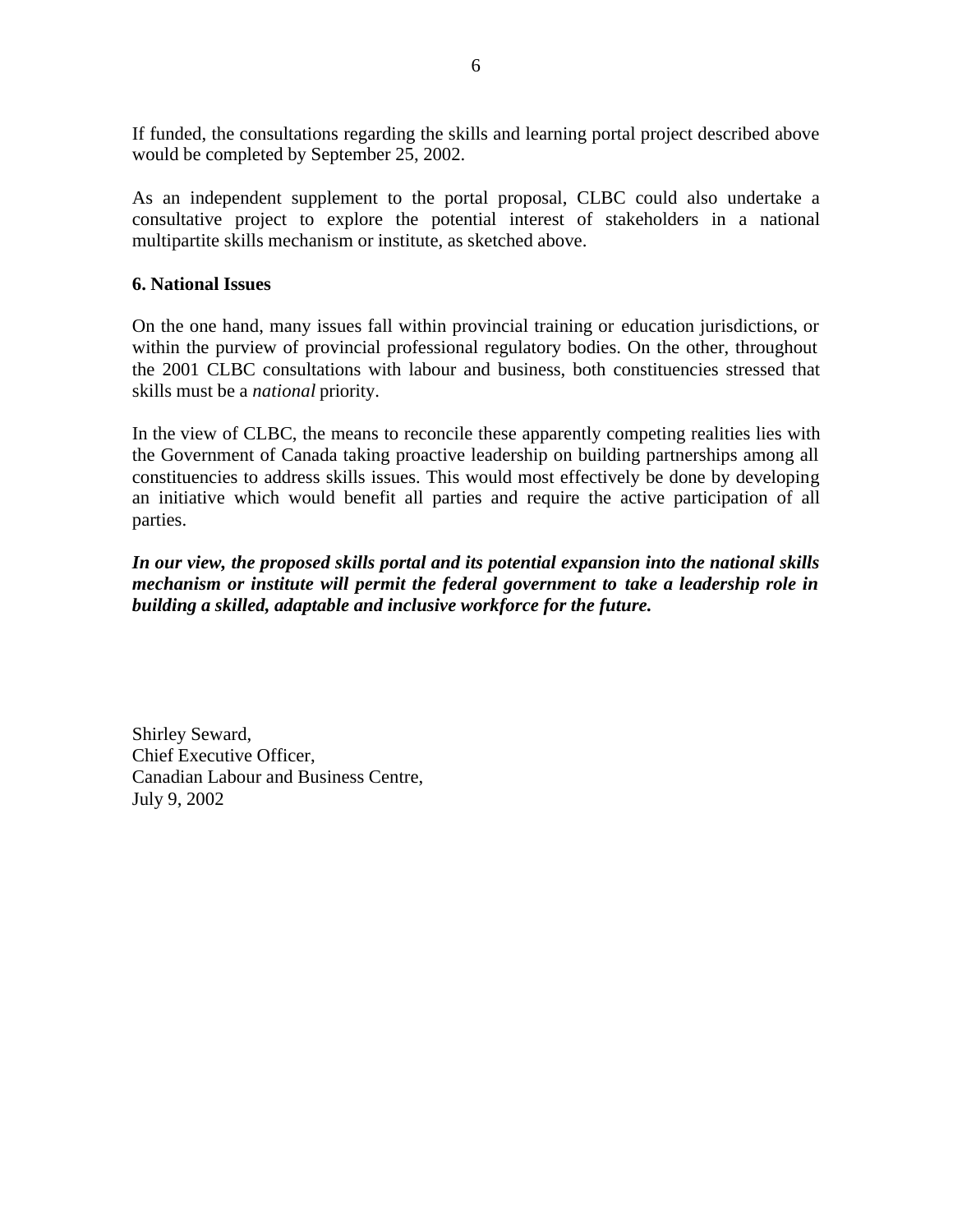If funded, the consultations regarding the skills and learning portal project described above would be completed by September 25, 2002.

As an independent supplement to the portal proposal, CLBC could also undertake a consultative project to explore the potential interest of stakeholders in a national multipartite skills mechanism or institute, as sketched above.

## 6. National Issues

On the one hand, many issues fall within provincial training or education jurisdictions, or within the purview of provincial professional regulatory bodies. On the other, throughout the 2001 CLBC consultations with labour and business, both constituencies stressed that skills must be a *national* priority.

In the view of CLBC, the means to reconcile these apparently competing realities lies with the Government of Canada taking proactive leadership on building partnerships among all constituencies to address skills issues. This would most effectively be done by developing an initiative which would benefit all parties and require the active participation of all parties.

***In our view, the proposed skills portal and its potential expansion into the national skills mechanism or institute will permit the federal government to take a leadership role in building a skilled, adaptable and inclusive workforce for the future.***

Shirley Seward,
Chief Executive Officer,
Canadian Labour and Business Centre,
July 9, 2002